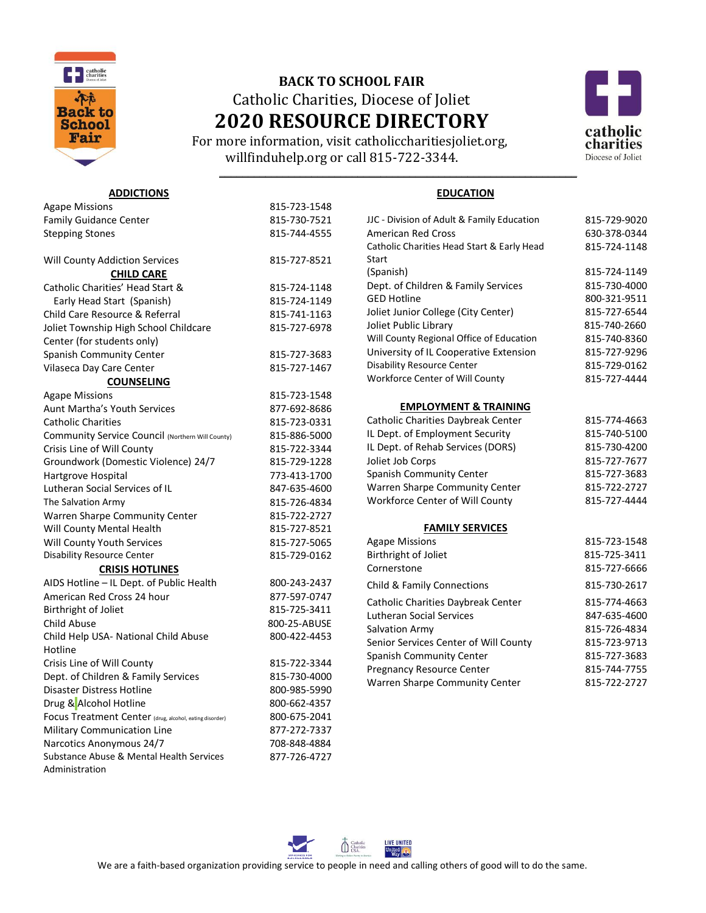# BACK TO SCHOOL FAIR

Catholic Charities, Diocese of Joliet

## 2020 RESOURCE DIRECTORY

For more information, visit catholiccharitiesjoliet.org, willfinduhelp.org or call 815-722-3344.

### ADDICTIONS

| | |
|---|---|
| Agape Missions | 815-723-1548 |
| Family Guidance Center | 815-730-7521 |
| Stepping Stones | 815-744-4555 |
| Will County Addiction Services | 815-727-8521 |

### CHILD CARE

| | |
|---|---|
| Catholic Charities' Head Start & Early Head Start (Spanish) | 815-724-1148<br>815-724-1149 |
| Child Care Resource & Referral | 815-741-1163 |
| Joliet Township High School Childcare Center (for students only) | 815-727-6978 |
| Spanish Community Center | 815-727-3683 |
| Vilaseca Day Care Center | 815-727-1467 |

### COUNSELING

| | |
|---|---|
| Agape Missions | 815-723-1548 |
| Aunt Martha's Youth Services | 877-692-8686 |
| Catholic Charities | 815-723-0331 |
| Community Service Council (Northern Will County) | 815-886-5000 |
| Crisis Line of Will County | 815-722-3344 |
| Groundwork (Domestic Violence) 24/7 | 815-729-1228 |
| Hartgrove Hospital | 773-413-1700 |
| Lutheran Social Services of IL | 847-635-4600 |
| The Salvation Army | 815-726-4834 |
| Warren Sharpe Community Center | 815-722-2727 |
| Will County Mental Health | 815-727-8521 |
| Will County Youth Services | 815-727-5065 |
| Disability Resource Center | 815-729-0162 |

### CRISIS HOTLINES

| | |
|---|---|
| AIDS Hotline – IL Dept. of Public Health | 800-243-2437 |
| American Red Cross 24 hour | 877-597-0747 |
| Birthright of Joliet | 815-725-3411 |
| Child Abuse | 800-25-ABUSE |
| Child Help USA- National Child Abuse Hotline | 800-422-4453 |
| Crisis Line of Will County | 815-722-3344 |
| Dept. of Children & Family Services | 815-730-4000 |
| Disaster Distress Hotline | 800-985-5990 |
| Drug & Alcohol Hotline | 800-662-4357 |
| Focus Treatment Center (drug, alcohol, eating disorder) | 800-675-2041 |
| Military Communication Line | 877-272-7337 |
| Narcotics Anonymous 24/7 | 708-848-4884 |
| Substance Abuse & Mental Health Services Administration | 877-726-4727 |

### EDUCATION

| | |
|---|---|
| JJC - Division of Adult & Family Education | 815-729-9020 |
| American Red Cross | 630-378-0344 |
| Catholic Charities Head Start & Early Head Start (Spanish) | 815-724-1148<br>815-724-1149 |
| Dept. of Children & Family Services | 815-730-4000 |
| GED Hotline | 800-321-9511 |
| Joliet Junior College (City Center) | 815-727-6544 |
| Joliet Public Library | 815-740-2660 |
| Will County Regional Office of Education | 815-740-8360 |
| University of IL Cooperative Extension | 815-727-9296 |
| Disability Resource Center | 815-729-0162 |
| Workforce Center of Will County | 815-727-4444 |

### EMPLOYMENT & TRAINING

| | |
|---|---|
| Catholic Charities Daybreak Center | 815-774-4663 |
| IL Dept. of Employment Security | 815-740-5100 |
| IL Dept. of Rehab Services (DORS) | 815-730-4200 |
| Joliet Job Corps | 815-727-7677 |
| Spanish Community Center | 815-727-3683 |
| Warren Sharpe Community Center | 815-722-2727 |
| Workforce Center of Will County | 815-727-4444 |

### FAMILY SERVICES

| | |
|---|---|
| Agape Missions | 815-723-1548 |
| Birthright of Joliet | 815-725-3411 |
| Cornerstone | 815-727-6666 |
| Child & Family Connections | 815-730-2617 |
| Catholic Charities Daybreak Center | 815-774-4663 |
| Lutheran Social Services | 847-635-4600 |
| Salvation Army | 815-726-4834 |
| Senior Services Center of Will County | 815-723-9713 |
| Spanish Community Center | 815-727-3683 |
| Pregnancy Resource Center | 815-744-7755 |
| Warren Sharpe Community Center | 815-722-2727 |

We are a faith-based organization providing service to people in need and calling others of good will to do the same.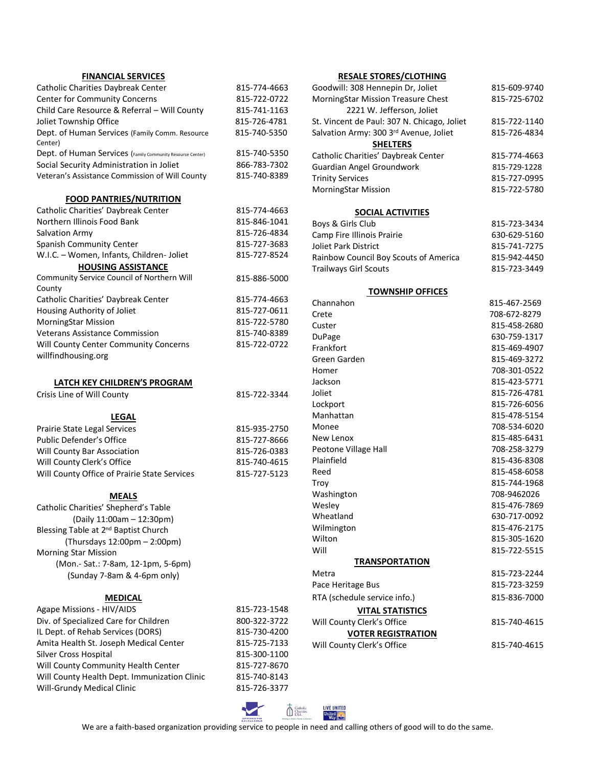## FINANCIAL SERVICES

| | |
|---|---|
| Catholic Charities Daybreak Center | 815-774-4663 |
| Center for Community Concerns | 815-722-0722 |
| Child Care Resource & Referral – Will County | 815-741-1163 |
| Joliet Township Office | 815-726-4781 |
| Dept. of Human Services (Family Comm. Resource Center) | 815-740-5350 |
| Dept. of Human Services (Family Community Resource Center) | 815-740-5350 |
| Social Security Administration in Joliet | 866-783-7302 |
| Veteran's Assistance Commission of Will County | 815-740-8389 |

## FOOD PANTRIES/NUTRITION

| | |
|---|---|
| Catholic Charities' Daybreak Center | 815-774-4663 |
| Northern Illinois Food Bank | 815-846-1041 |
| Salvation Army | 815-726-4834 |
| Spanish Community Center | 815-727-3683 |
| W.I.C. – Women, Infants, Children- Joliet | 815-727-8524 |

## HOUSING ASSISTANCE

| | |
|---|---|
| Community Service Council of Northern Will County | 815-886-5000 |
| Catholic Charities' Daybreak Center | 815-774-4663 |
| Housing Authority of Joliet | 815-727-0611 |
| MorningStar Mission | 815-722-5780 |
| Veterans Assistance Commission | 815-740-8389 |
| Will County Center Community Concerns | 815-722-0722 |
| willfindhousing.org | |

## LATCH KEY CHILDREN'S PROGRAM

| | |
|---|---|
| Crisis Line of Will County | 815-722-3344 |

## LEGAL

| | |
|---|---|
| Prairie State Legal Services | 815-935-2750 |
| Public Defender's Office | 815-727-8666 |
| Will County Bar Association | 815-726-0383 |
| Will County Clerk's Office | 815-740-4615 |
| Will County Office of Prairie State Services | 815-727-5123 |

## MEALS

Catholic Charities' Shepherd's Table
(Daily 11:00am – 12:30pm)

Blessing Table at 2nd Baptist Church
(Thursdays 12:00pm – 2:00pm)

Morning Star Mission
(Mon.- Sat.: 7-8am, 12-1pm, 5-6pm)
(Sunday 7-8am & 4-6pm only)

## MEDICAL

| | |
|---|---|
| Agape Missions - HIV/AIDS | 815-723-1548 |
| Div. of Specialized Care for Children | 800-322-3722 |
| IL Dept. of Rehab Services (DORS) | 815-730-4200 |
| Amita Health St. Joseph Medical Center | 815-725-7133 |
| Silver Cross Hospital | 815-300-1100 |
| Will County Community Health Center | 815-727-8670 |
| Will County Health Dept. Immunization Clinic | 815-740-8143 |
| Will-Grundy Medical Clinic | 815-726-3377 |

## RESALE STORES/CLOTHING

| | |
|---|---|
| Goodwill: 308 Hennepin Dr, Joliet | 815-609-9740 |
| MorningStar Mission Treasure Chest 2221 W. Jefferson, Joliet | 815-725-6702 |
| St. Vincent de Paul: 307 N. Chicago, Joliet | 815-722-1140 |
| Salvation Army: 300 3rd Avenue, Joliet | 815-726-4834 |

## SHELTERS

| | |
|---|---|
| Catholic Charities' Daybreak Center | 815-774-4663 |
| Guardian Angel Groundwork | 815-729-1228 |
| Trinity Services | 815-727-0995 |
| MorningStar Mission | 815-722-5780 |

## SOCIAL ACTIVITIES

| | |
|---|---|
| Boys & Girls Club | 815-723-3434 |
| Camp Fire Illinois Prairie | 630-629-5160 |
| Joliet Park District | 815-741-7275 |
| Rainbow Council Boy Scouts of America | 815-942-4450 |
| Trailways Girl Scouts | 815-723-3449 |

## TOWNSHIP OFFICES

| | |
|---|---|
| Channahon | 815-467-2569 |
| Crete | 708-672-8279 |
| Custer | 815-458-2680 |
| DuPage | 630-759-1317 |
| Frankfort | 815-469-4907 |
| Green Garden | 815-469-3272 |
| Homer | 708-301-0522 |
| Jackson | 815-423-5771 |
| Joliet | 815-726-4781 |
| Lockport | 815-726-6056 |
| Manhattan | 815-478-5154 |
| Monee | 708-534-6020 |
| New Lenox | 815-485-6431 |
| Peotone Village Hall | 708-258-3279 |
| Plainfield | 815-436-8308 |
| Reed | 815-458-6058 |
| Troy | 815-744-1968 |
| Washington | 708-9462026 |
| Wesley | 815-476-7869 |
| Wheatland | 630-717-0092 |
| Wilmington | 815-476-2175 |
| Wilton | 815-305-1620 |
| Will | 815-722-5515 |

## TRANSPORTATION

| | |
|---|---|
| Metra | 815-723-2244 |
| Pace Heritage Bus | 815-723-3259 |
| RTA (schedule service info.) | 815-836-7000 |

## VITAL STATISTICS

| | |
|---|---|
| Will County Clerk's Office | 815-740-4615 |

## VOTER REGISTRATION

| | |
|---|---|
| Will County Clerk's Office | 815-740-4615 |

We are a faith-based organization providing service to people in need and calling others of good will to do the same.